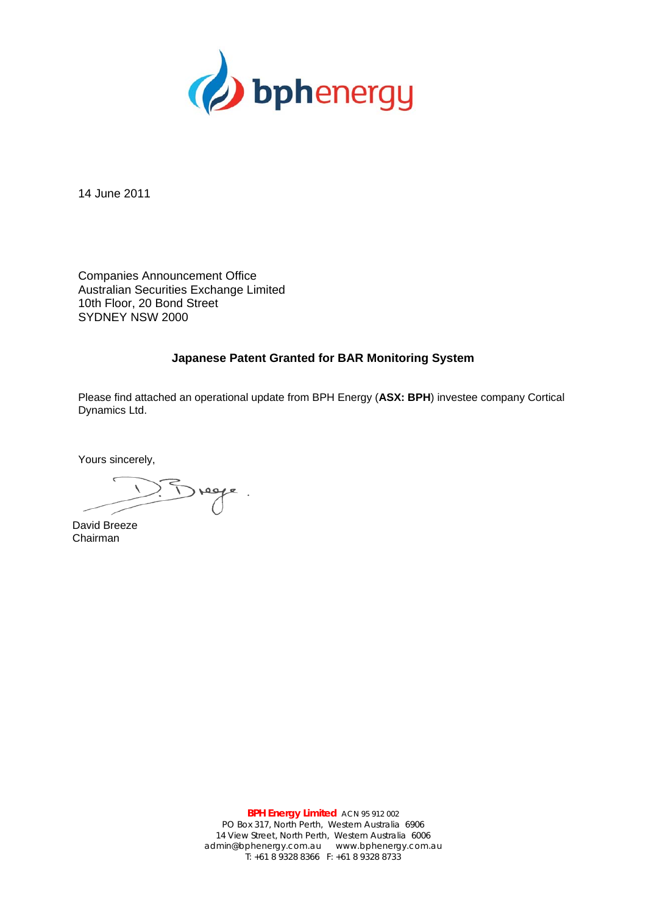14 June 2011

Companies Announcement Office
Australian Securities Exchange Limited
10th Floor, 20 Bond Street
SYDNEY NSW 2000

**Japanese Patent Granted for BAR Monitoring System**

Please find attached an operational update from BPH Energy (**ASX: BPH**) investee company Cortical Dynamics Ltd.

Yours sincerely,

David Breeze
Chairman

**BPH Energy Limited** ACN 95 912 002
PO Box 317, North Perth, Western Australia 6906
14 View Street, North Perth, Western Australia 6006
admin@bphenergy.com.au www.bphenergy.com.au
T: +61 8 9328 8366 F: +61 8 9328 8733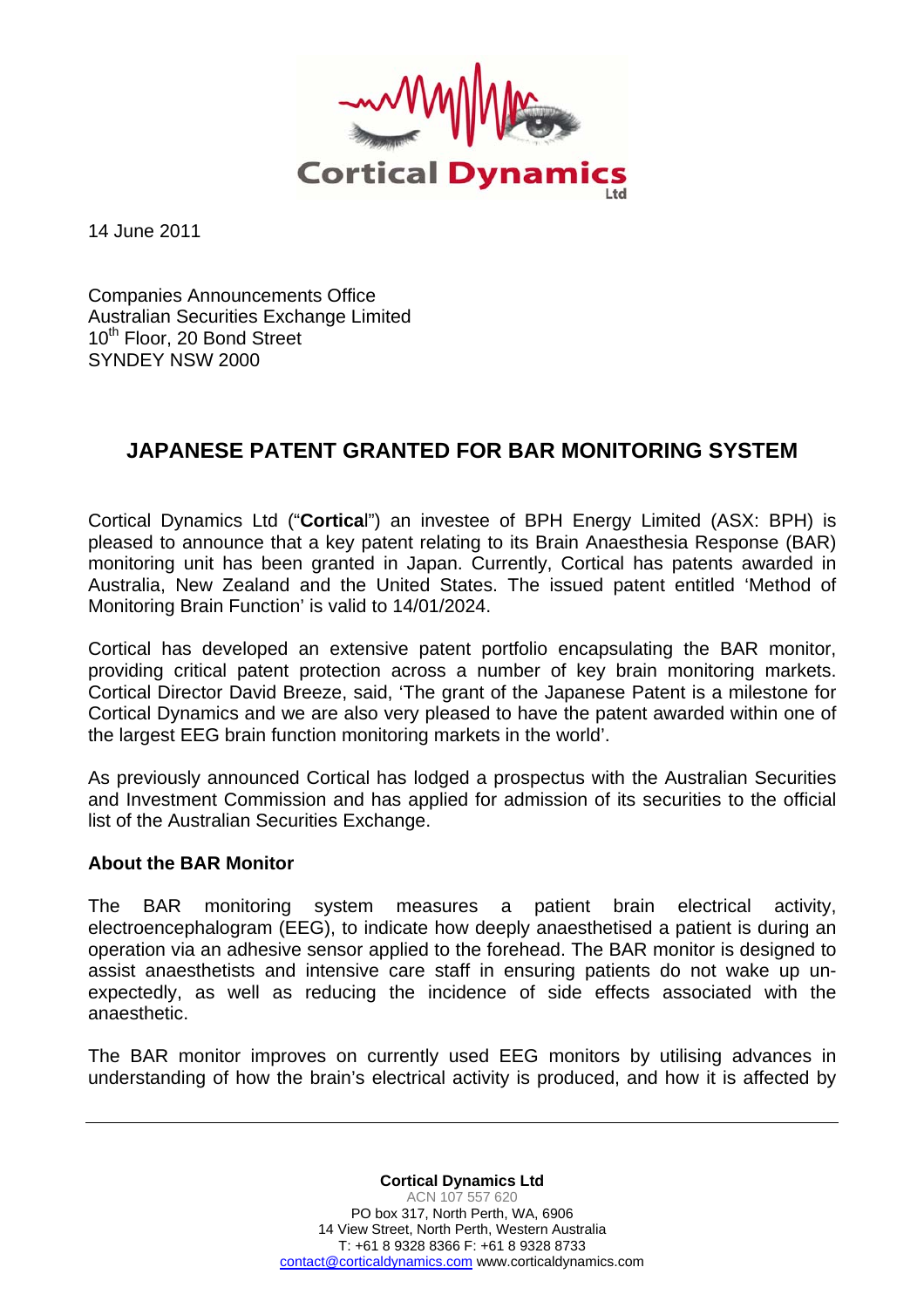Cortical Dynamics Ltd

14 June 2011

Companies Announcements Office
Australian Securities Exchange Limited
10th Floor, 20 Bond Street
SYNDEY NSW 2000

## JAPANESE PATENT GRANTED FOR BAR MONITORING SYSTEM

Cortical Dynamics Ltd ("**Cortica**l") an investee of BPH Energy Limited (ASX: BPH) is pleased to announce that a key patent relating to its Brain Anaesthesia Response (BAR) monitoring unit has been granted in Japan. Currently, Cortical has patents awarded in Australia, New Zealand and the United States. The issued patent entitled 'Method of Monitoring Brain Function' is valid to 14/01/2024.

Cortical has developed an extensive patent portfolio encapsulating the BAR monitor, providing critical patent protection across a number of key brain monitoring markets. Cortical Director David Breeze, said, 'The grant of the Japanese Patent is a milestone for Cortical Dynamics and we are also very pleased to have the patent awarded within one of the largest EEG brain function monitoring markets in the world'.

As previously announced Cortical has lodged a prospectus with the Australian Securities and Investment Commission and has applied for admission of its securities to the official list of the Australian Securities Exchange.

**About the BAR Monitor**

The BAR monitoring system measures a patient brain electrical activity, electroencephalogram (EEG), to indicate how deeply anaesthetised a patient is during an operation via an adhesive sensor applied to the forehead. The BAR monitor is designed to assist anaesthetists and intensive care staff in ensuring patients do not wake up un-expectedly, as well as reducing the incidence of side effects associated with the anaesthetic.

The BAR monitor improves on currently used EEG monitors by utilising advances in understanding of how the brain's electrical activity is produced, and how it is affected by

**Cortical Dynamics Ltd**
ACN 107 557 620
PO box 317, North Perth, WA, 6906
14 View Street, North Perth, Western Australia
T: +61 8 9328 8366 F: +61 8 9328 8733
contact@corticaldynamics.com www.corticaldynamics.com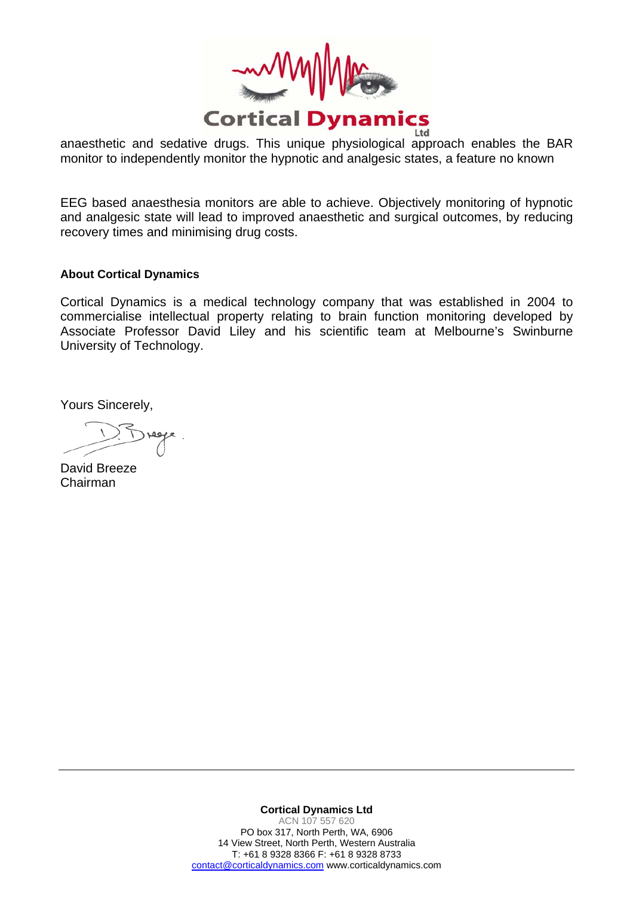anaesthetic and sedative drugs. This unique physiological approach enables the BAR monitor to independently monitor the hypnotic and analgesic states, a feature no known

EEG based anaesthesia monitors are able to achieve. Objectively monitoring of hypnotic and analgesic state will lead to improved anaesthetic and surgical outcomes, by reducing recovery times and minimising drug costs.

**About Cortical Dynamics**

Cortical Dynamics is a medical technology company that was established in 2004 to commercialise intellectual property relating to brain function monitoring developed by Associate Professor David Liley and his scientific team at Melbourne's Swinburne University of Technology.

Yours Sincerely,

David Breeze
Chairman

**Cortical Dynamics Ltd**
ACN 107 557 620
PO box 317, North Perth, WA, 6906
14 View Street, North Perth, Western Australia
T: +61 8 9328 8366 F: +61 8 9328 8733
contact@corticaldynamics.com www.corticaldynamics.com